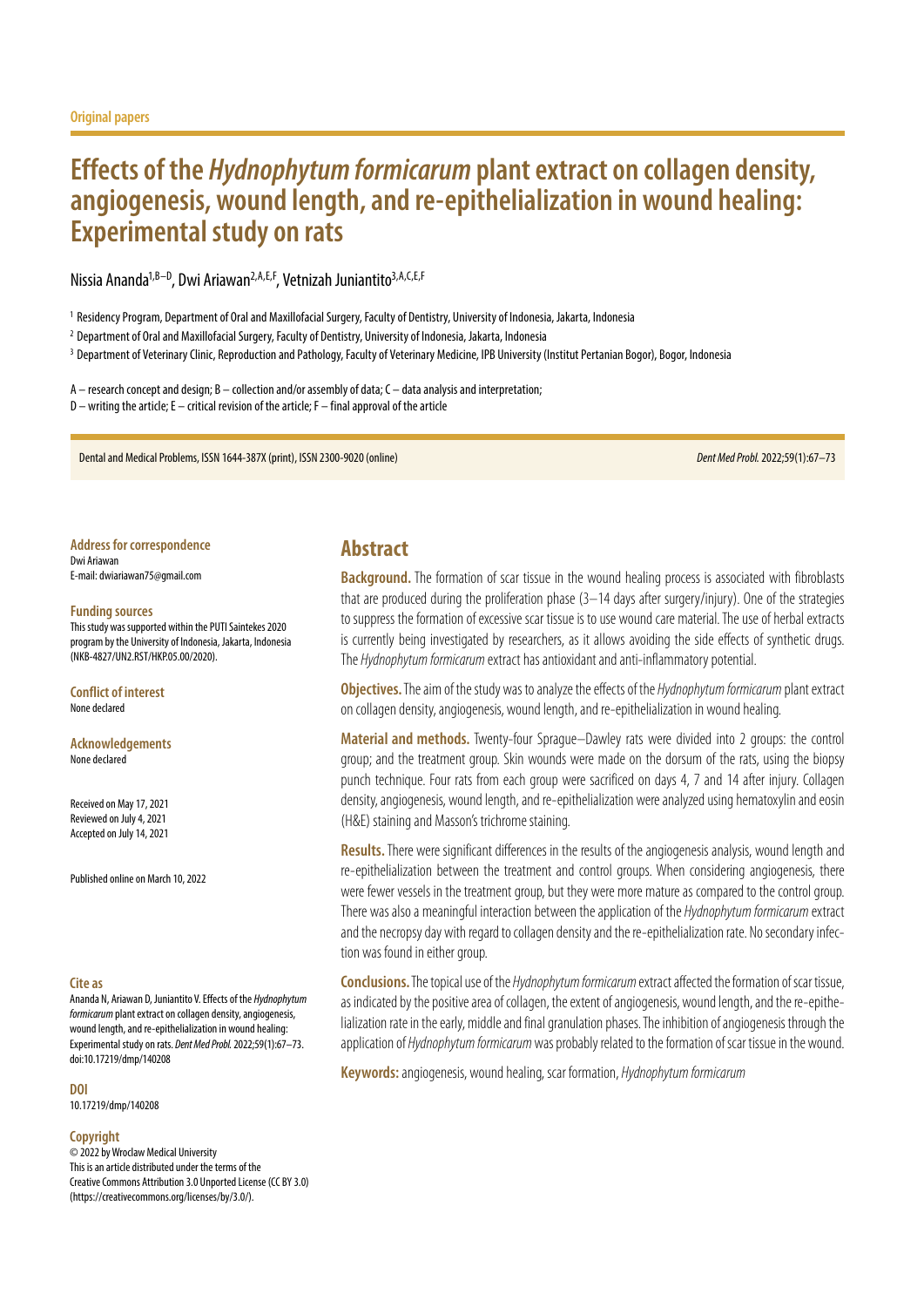Original papers

# Effects of the *Hydnophytum formicarum* plant extract on collagen density, angiogenesis, wound length, and re-epithelialization in wound healing: Experimental study on rats

Nissia Ananda[1,B–D], Dwi Ariawan[2,A,E,F], Vetnizah Juniantito[3,A,C,E,F]

[1] Residency Program, Department of Oral and Maxillofacial Surgery, Faculty of Dentistry, University of Indonesia, Jakarta, Indonesia

[2] Department of Oral and Maxillofacial Surgery, Faculty of Dentistry, University of Indonesia, Jakarta, Indonesia

[3] Department of Veterinary Clinic, Reproduction and Pathology, Faculty of Veterinary Medicine, IPB University (Institut Pertanian Bogor), Bogor, Indonesia

A – research concept and design; B – collection and/or assembly of data; C – data analysis and interpretation;
D – writing the article; E – critical revision of the article; F – final approval of the article

Dental and Medical Problems, ISSN 1644-387X (print), ISSN 2300-9020 (online)

**Address for correspondence**
Dwi Ariawan
E-mail: dwiariawan75@gmail.com

**Funding sources**
This study was supported within the PUTI Saintekes 2020 program by the University of Indonesia, Jakarta, Indonesia (NKB-4827/UN2.RST/HKP.05.00/2020).

**Conflict of interest**
None declared

**Acknowledgements**
None declared

Received on May 17, 2021
Reviewed on July 4, 2021
Accepted on July 14, 2021

Published online on March 10, 2022

**Cite as**
Ananda N, Ariawan D, Juniantito V. Effects of the *Hydnophytum formicarum* plant extract on collagen density, angiogenesis, wound length, and re-epithelialization in wound healing: Experimental study on rats. *Dent Med Probl.* 2022;59(1):67–73. doi:10.17219/dmp/140208

**DOI**
10.17219/dmp/140208

**Copyright**
© 2022 by Wroclaw Medical University
This is an article distributed under the terms of the Creative Commons Attribution 3.0 Unported License (CC BY 3.0) (https://creativecommons.org/licenses/by/3.0/).

## Abstract

**Background.** The formation of scar tissue in the wound healing process is associated with fibroblasts that are produced during the proliferation phase (3–14 days after surgery/injury). One of the strategies to suppress the formation of excessive scar tissue is to use wound care material. The use of herbal extracts is currently being investigated by researchers, as it allows avoiding the side effects of synthetic drugs. The *Hydnophytum formicarum* extract has antioxidant and anti-inflammatory potential.

**Objectives.** The aim of the study was to analyze the effects of the *Hydnophytum formicarum* plant extract on collagen density, angiogenesis, wound length, and re-epithelialization in wound healing.

**Material and methods.** Twenty-four Sprague–Dawley rats were divided into 2 groups: the control group; and the treatment group. Skin wounds were made on the dorsum of the rats, using the biopsy punch technique. Four rats from each group were sacrificed on days 4, 7 and 14 after injury. Collagen density, angiogenesis, wound length, and re-epithelialization were analyzed using hematoxylin and eosin (H&E) staining and Masson's trichrome staining.

**Results.** There were significant differences in the results of the angiogenesis analysis, wound length and re-epithelialization between the treatment and control groups. When considering angiogenesis, there were fewer vessels in the treatment group, but they were more mature as compared to the control group. There was also a meaningful interaction between the application of the *Hydnophytum formicarum* extract and the necropsy day with regard to collagen density and the re-epithelialization rate. No secondary infection was found in either group.

**Conclusions.** The topical use of the *Hydnophytum formicarum* extract affected the formation of scar tissue, as indicated by the positive area of collagen, the extent of angiogenesis, wound length, and the re-epithelialization rate in the early, middle and final granulation phases. The inhibition of angiogenesis through the application of *Hydnophytum formicarum* was probably related to the formation of scar tissue in the wound.

**Keywords:** angiogenesis, wound healing, scar formation, *Hydnophytum formicarum*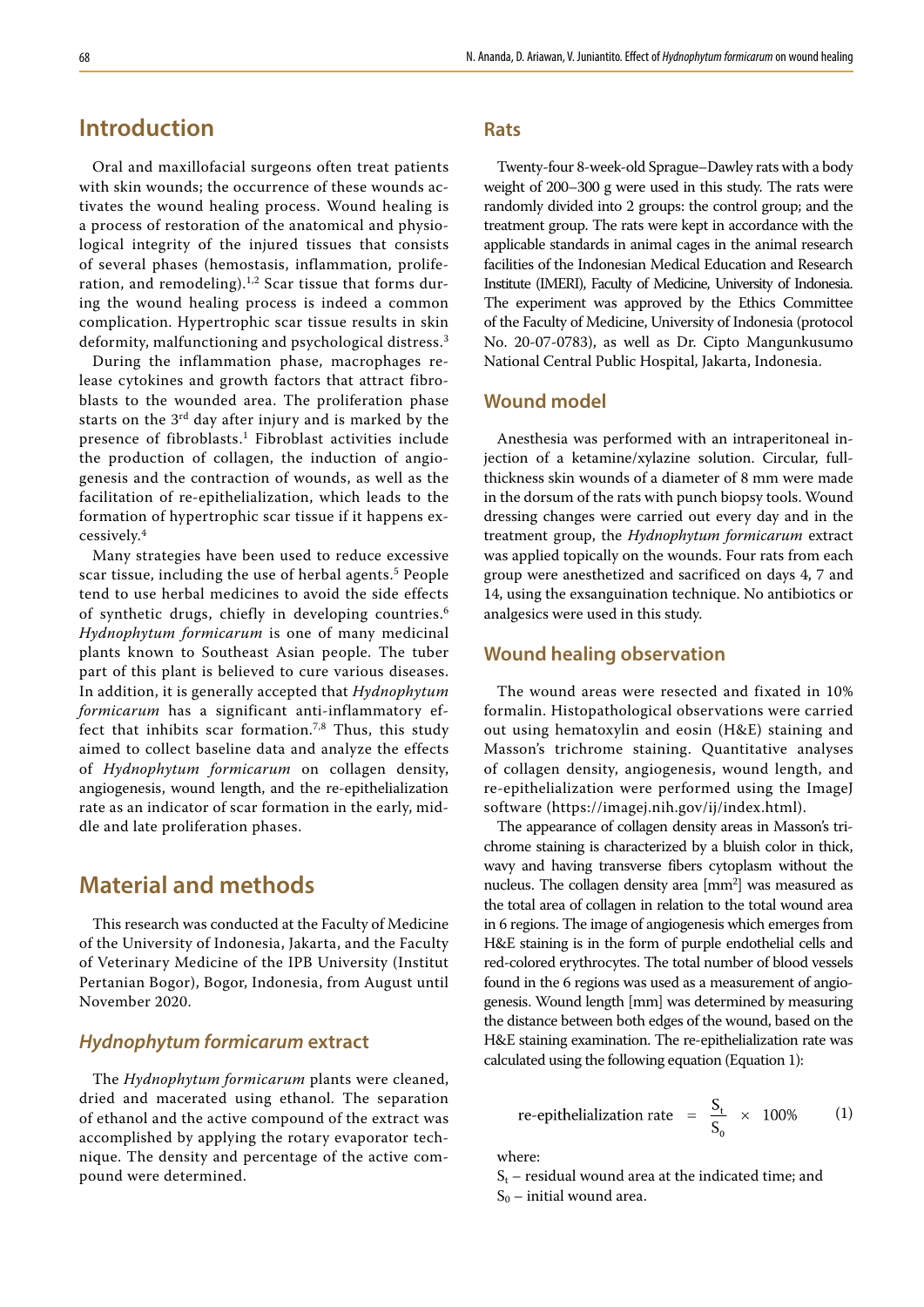## Introduction

Oral and maxillofacial surgeons often treat patients with skin wounds; the occurrence of these wounds activates the wound healing process. Wound healing is a process of restoration of the anatomical and physiological integrity of the injured tissues that consists of several phases (hemostasis, inflammation, proliferation, and remodeling).[1,2] Scar tissue that forms during the wound healing process is indeed a common complication. Hypertrophic scar tissue results in skin deformity, malfunctioning and psychological distress.[3]

During the inflammation phase, macrophages release cytokines and growth factors that attract fibroblasts to the wounded area. The proliferation phase starts on the 3rd day after injury and is marked by the presence of fibroblasts.[1] Fibroblast activities include the production of collagen, the induction of angiogenesis and the contraction of wounds, as well as the facilitation of re-epithelialization, which leads to the formation of hypertrophic scar tissue if it happens excessively.[4]

Many strategies have been used to reduce excessive scar tissue, including the use of herbal agents.[5] People tend to use herbal medicines to avoid the side effects of synthetic drugs, chiefly in developing countries.[6] *Hydnophytum formicarum* is one of many medicinal plants known to Southeast Asian people. The tuber part of this plant is believed to cure various diseases. In addition, it is generally accepted that *Hydnophytum formicarum* has a significant anti-inflammatory effect that inhibits scar formation.[7,8] Thus, this study aimed to collect baseline data and analyze the effects of *Hydnophytum formicarum* on collagen density, angiogenesis, wound length, and the re-epithelialization rate as an indicator of scar formation in the early, middle and late proliferation phases.

## Material and methods

This research was conducted at the Faculty of Medicine of the University of Indonesia, Jakarta, and the Faculty of Veterinary Medicine of the IPB University (Institut Pertanian Bogor), Bogor, Indonesia, from August until November 2020.

### *Hydnophytum formicarum* extract

The *Hydnophytum formicarum* plants were cleaned, dried and macerated using ethanol. The separation of ethanol and the active compound of the extract was accomplished by applying the rotary evaporator technique. The density and percentage of the active compound were determined.

### Rats

Twenty-four 8-week-old Sprague–Dawley rats with a body weight of 200–300 g were used in this study. The rats were randomly divided into 2 groups: the control group; and the treatment group. The rats were kept in accordance with the applicable standards in animal cages in the animal research facilities of the Indonesian Medical Education and Research Institute (IMERI), Faculty of Medicine, University of Indonesia. The experiment was approved by the Ethics Committee of the Faculty of Medicine, University of Indonesia (protocol No. 20-07-0783), as well as Dr. Cipto Mangunkusumo National Central Public Hospital, Jakarta, Indonesia.

### Wound model

Anesthesia was performed with an intraperitoneal injection of a ketamine/xylazine solution. Circular, full-thickness skin wounds of a diameter of 8 mm were made in the dorsum of the rats with punch biopsy tools. Wound dressing changes were carried out every day and in the treatment group, the *Hydnophytum formicarum* extract was applied topically on the wounds. Four rats from each group were anesthetized and sacrificed on days 4, 7 and 14, using the exsanguination technique. No antibiotics or analgesics were used in this study.

### Wound healing observation

The wound areas were resected and fixated in 10% formalin. Histopathological observations were carried out using hematoxylin and eosin (H&E) staining and Masson's trichrome staining. Quantitative analyses of collagen density, angiogenesis, wound length, and re-epithelialization were performed using the ImageJ software (https://imagej.nih.gov/ij/index.html).

The appearance of collagen density areas in Masson's trichrome staining is characterized by a bluish color in thick, wavy and having transverse fibers cytoplasm without the nucleus. The collagen density area [mm$^2$] was measured as the total area of collagen in relation to the total wound area in 6 regions. The image of angiogenesis which emerges from H&E staining is in the form of purple endothelial cells and red-colored erythrocytes. The total number of blood vessels found in the 6 regions was used as a measurement of angiogenesis. Wound length [mm] was determined by measuring the distance between both edges of the wound, based on the H&E staining examination. The re-epithelialization rate was calculated using the following equation (Equation 1):

$$\text{re-epithelialization rate} = \frac{S_t}{S_0} \times 100\% \qquad (1)$$

where:

$S_t$ – residual wound area at the indicated time; and

$S_0$ – initial wound area.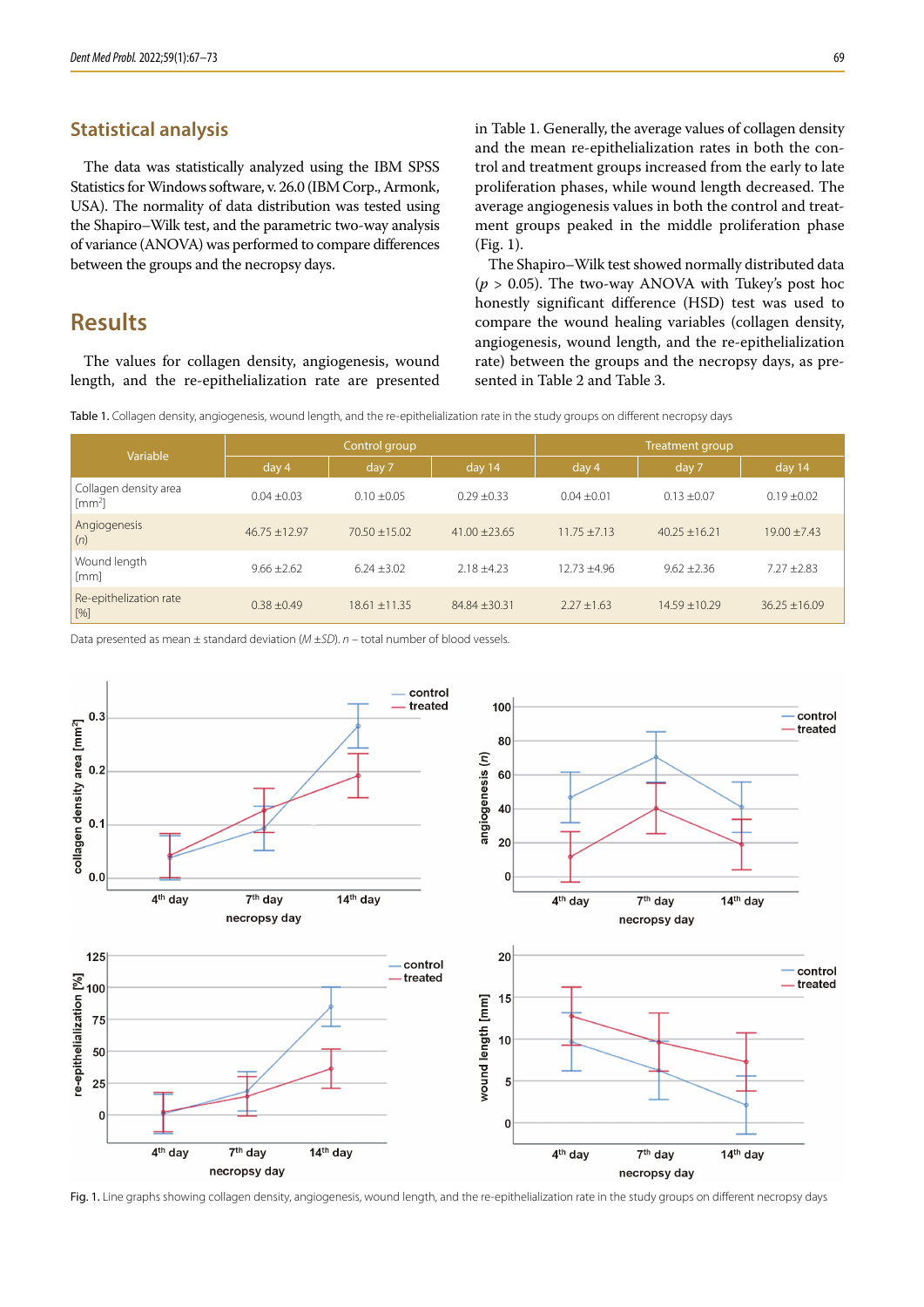## Statistical analysis

The data was statistically analyzed using the IBM SPSS Statistics for Windows software, v. 26.0 (IBM Corp., Armonk, USA). The normality of data distribution was tested using the Shapiro–Wilk test, and the parametric two-way analysis of variance (ANOVA) was performed to compare differences between the groups and the necropsy days.

## Results

The values for collagen density, angiogenesis, wound length, and the re-epithelialization rate are presented in Table 1. Generally, the average values of collagen density and the mean re-epithelialization rates in both the control and treatment groups increased from the early to late proliferation phases, while wound length decreased. The average angiogenesis values in both the control and treatment groups peaked in the middle proliferation phase (Fig. 1).

The Shapiro–Wilk test showed normally distributed data ($p > 0.05$). The two-way ANOVA with Tukey's post hoc honestly significant difference (HSD) test was used to compare the wound healing variables (collagen density, angiogenesis, wound length, and the re-epithelialization rate) between the groups and the necropsy days, as presented in Table 2 and Table 3.

Table 1. Collagen density, angiogenesis, wound length, and the re-epithelialization rate in the study groups on different necropsy days

| Variable | Control group | | | Treatment group | | |
|---|---|---|---|---|---|---|
| | day 4 | day 7 | day 14 | day 4 | day 7 | day 14 |
| Collagen density area [mm$^2$] | 0.04 ±0.03 | 0.10 ±0.05 | 0.29 ±0.33 | 0.04 ±0.01 | 0.13 ±0.07 | 0.19 ±0.02 |
| Angiogenesis (*n*) | 46.75 ±12.97 | 70.50 ±15.02 | 41.00 ±23.65 | 11.75 ±7.13 | 40.25 ±16.21 | 19.00 ±7.43 |
| Wound length [mm] | 9.66 ±2.62 | 6.24 ±3.02 | 2.18 ±4.23 | 12.73 ±4.96 | 9.62 ±2.36 | 7.27 ±2.83 |
| Re-epithelization rate [%] | 0.38 ±0.49 | 18.61 ±11.35 | 84.84 ±30.31 | 2.27 ±1.63 | 14.59 ±10.29 | 36.25 ±16.09 |

Data presented as mean ± standard deviation (*M* ±*SD*). *n* – total number of blood vessels.

Fig. 1. Line graphs showing collagen density, angiogenesis, wound length, and the re-epithelialization rate in the study groups on different necropsy days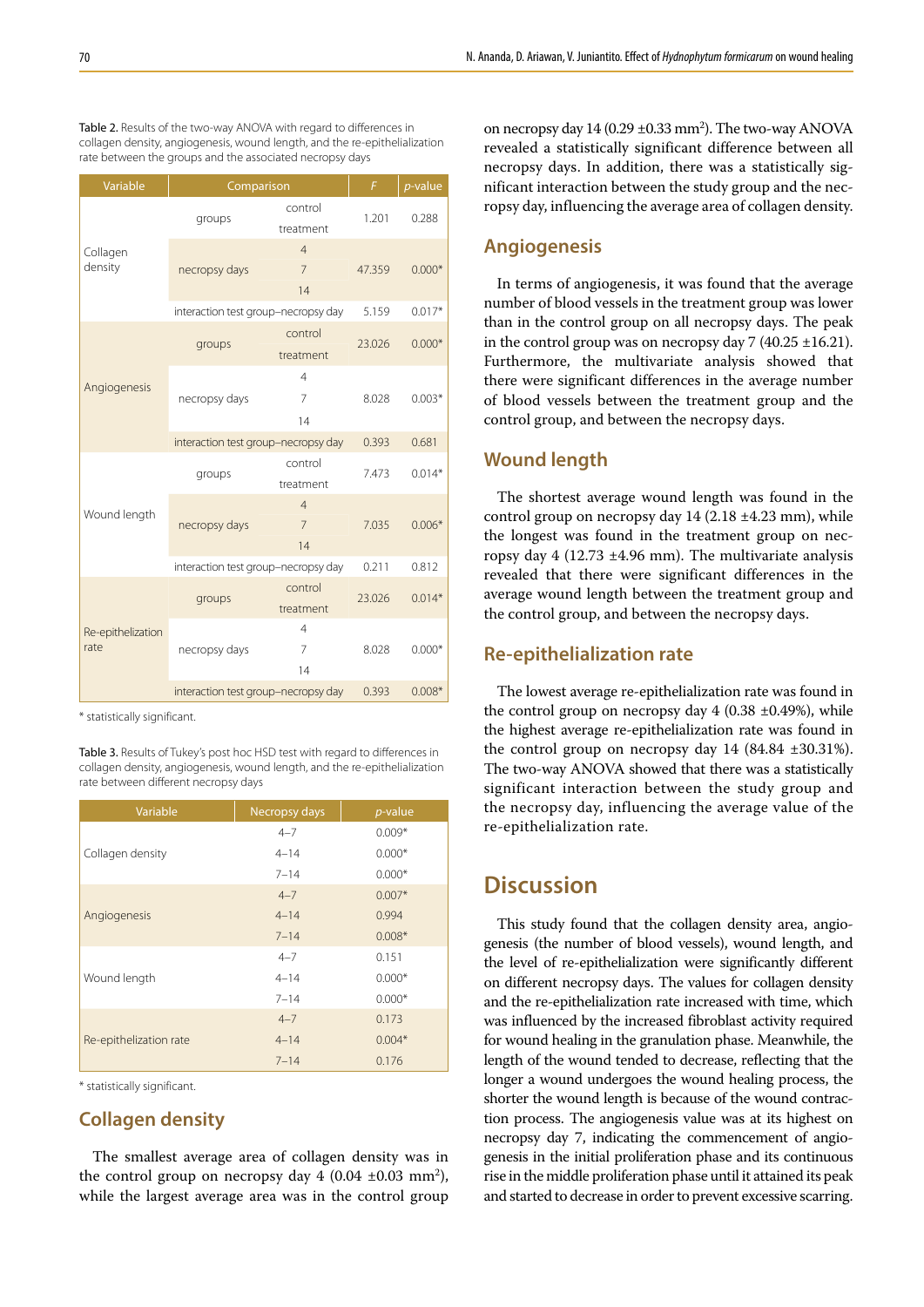Table 2. Results of the two-way ANOVA with regard to differences in collagen density, angiogenesis, wound length, and the re-epithelization rate between the groups and the associated necropsy days

| Variable | Comparison | | F | p-value |
|---|---|---|---|---|
| Collagen density | groups | control<br>treatment | 1.201 | 0.288 |
| | necropsy days | 4<br>7<br>14 | 47.359 | 0.000* |
| | interaction test group–necropsy day | | 5.159 | 0.017* |
| Angiogenesis | groups | control<br>treatment | 23.026 | 0.000* |
| | necropsy days | 4<br>7<br>14 | 8.028 | 0.003* |
| | interaction test group–necropsy day | | 0.393 | 0.681 |
| Wound length | groups | control<br>treatment | 7.473 | 0.014* |
| | necropsy days | 4<br>7<br>14 | 7.035 | 0.006* |
| | interaction test group–necropsy day | | 0.211 | 0.812 |
| Re-epithelization rate | groups | control<br>treatment | 23.026 | 0.014* |
| | necropsy days | 4<br>7<br>14 | 8.028 | 0.000* |
| | interaction test group–necropsy day | | 0.393 | 0.008* |

\* statistically significant.

Table 3. Results of Tukey's post hoc HSD test with regard to differences in collagen density, angiogenesis, wound length, and the re-epithelization rate between different necropsy days

| Variable | Necropsy days | p-value |
|---|---|---|
| Collagen density | 4–7 | 0.009* |
| | 4–14 | 0.000* |
| | 7–14 | 0.000* |
| Angiogenesis | 4–7 | 0.007* |
| | 4–14 | 0.994 |
| | 7–14 | 0.008* |
| Wound length | 4–7 | 0.151 |
| | 4–14 | 0.000* |
| | 7–14 | 0.000* |
| Re-epithelization rate | 4–7 | 0.173 |
| | 4–14 | 0.004* |
| | 7–14 | 0.176 |

\* statistically significant.

## Collagen density

The smallest average area of collagen density was in the control group on necropsy day 4 (0.04 ±0.03 mm$^2$), while the largest average area was in the control group on necropsy day 14 (0.29 ±0.33 mm$^2$). The two-way ANOVA revealed a statistically significant difference between all necropsy days. In addition, there was a statistically significant interaction between the study group and the necropsy day, influencing the average area of collagen density.

## Angiogenesis

In terms of angiogenesis, it was found that the average number of blood vessels in the treatment group was lower than in the control group on all necropsy days. The peak in the control group was on necropsy day 7 (40.25 ±16.21). Furthermore, the multivariate analysis showed that there were significant differences in the average number of blood vessels between the treatment group and the control group, and between the necropsy days.

## Wound length

The shortest average wound length was found in the control group on necropsy day 14 (2.18 ±4.23 mm), while the longest was found in the treatment group on necropsy day 4 (12.73 ±4.96 mm). The multivariate analysis revealed that there were significant differences in the average wound length between the treatment group and the control group, and between the necropsy days.

## Re-epithelialization rate

The lowest average re-epithelialization rate was found in the control group on necropsy day 4 (0.38 ±0.49%), while the highest average re-epithelialization rate was found in the control group on necropsy day 14 (84.84 ±30.31%). The two-way ANOVA showed that there was a statistically significant interaction between the study group and the necropsy day, influencing the average value of the re-epithelialization rate.

# Discussion

This study found that the collagen density area, angiogenesis (the number of blood vessels), wound length, and the level of re-epithelialization were significantly different on different necropsy days. The values for collagen density and the re-epithelialization rate increased with time, which was influenced by the increased fibroblast activity required for wound healing in the granulation phase. Meanwhile, the length of the wound tended to decrease, reflecting that the longer a wound undergoes the wound healing process, the shorter the wound length is because of the wound contraction process. The angiogenesis value was at its highest on necropsy day 7, indicating the commencement of angiogenesis in the initial proliferation phase and its continuous rise in the middle proliferation phase until it attained its peak and started to decrease in order to prevent excessive scarring.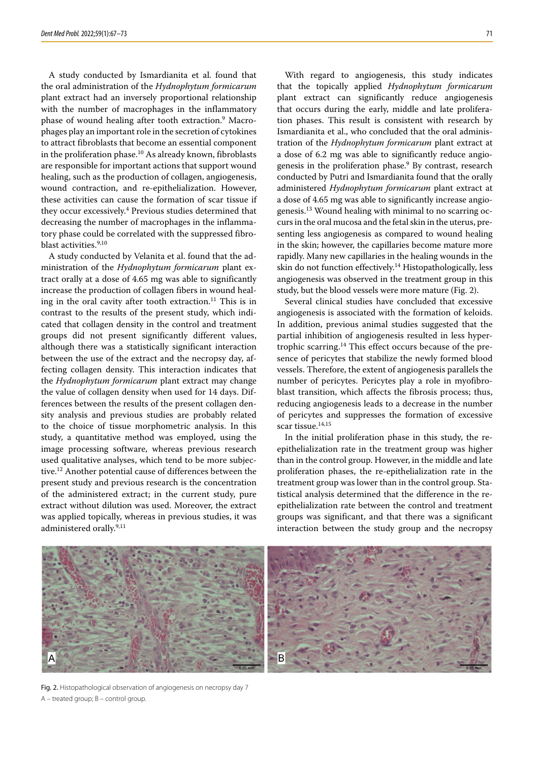A study conducted by Ismardianita et al. found that the oral administration of the *Hydnophytum formicarum* plant extract had an inversely proportional relationship with the number of macrophages in the inflammatory phase of wound healing after tooth extraction.[9] Macrophages play an important role in the secretion of cytokines to attract fibroblasts that become an essential component in the proliferation phase.[10] As already known, fibroblasts are responsible for important actions that support wound healing, such as the production of collagen, angiogenesis, wound contraction, and re-epithelialization. However, these activities can cause the formation of scar tissue if they occur excessively.[4] Previous studies determined that decreasing the number of macrophages in the inflammatory phase could be correlated with the suppressed fibroblast activities.[9,10]

A study conducted by Velanita et al. found that the administration of the *Hydnophytum formicarum* plant extract orally at a dose of 4.65 mg was able to significantly increase the production of collagen fibers in wound healing in the oral cavity after tooth extraction.[11] This is in contrast to the results of the present study, which indicated that collagen density in the control and treatment groups did not present significantly different values, although there was a statistically significant interaction between the use of the extract and the necropsy day, affecting collagen density. This interaction indicates that the *Hydnophytum formicarum* plant extract may change the value of collagen density when used for 14 days. Differences between the results of the present collagen density analysis and previous studies are probably related to the choice of tissue morphometric analysis. In this study, a quantitative method was employed, using the image processing software, whereas previous research used qualitative analyses, which tend to be more subjective.[12] Another potential cause of differences between the present study and previous research is the concentration of the administered extract; in the current study, pure extract without dilution was used. Moreover, the extract was applied topically, whereas in previous studies, it was administered orally.[9,11]

With regard to angiogenesis, this study indicates that the topically applied *Hydnophytum formicarum* plant extract can significantly reduce angiogenesis that occurs during the early, middle and late proliferation phases. This result is consistent with research by Ismardianita et al., who concluded that the oral administration of the *Hydnophytum formicarum* plant extract at a dose of 6.2 mg was able to significantly reduce angiogenesis in the proliferation phase.[9] By contrast, research conducted by Putri and Ismardianita found that the orally administered *Hydnophytum formicarum* plant extract at a dose of 4.65 mg was able to significantly increase angiogenesis.[13] Wound healing with minimal to no scarring occurs in the oral mucosa and the fetal skin in the uterus, presenting less angiogenesis as compared to wound healing in the skin; however, the capillaries become mature more rapidly. Many new capillaries in the healing wounds in the skin do not function effectively.[14] Histopathologically, less angiogenesis was observed in the treatment group in this study, but the blood vessels were more mature (Fig. 2).

Several clinical studies have concluded that excessive angiogenesis is associated with the formation of keloids. In addition, previous animal studies suggested that the partial inhibition of angiogenesis resulted in less hypertrophic scarring.[14] This effect occurs because of the presence of pericytes that stabilize the newly formed blood vessels. Therefore, the extent of angiogenesis parallels the number of pericytes. Pericytes play a role in myofibroblast transition, which affects the fibrosis process; thus, reducing angiogenesis leads to a decrease in the number of pericytes and suppresses the formation of excessive scar tissue.[14,15]

In the initial proliferation phase in this study, the re-epithelialization rate in the treatment group was higher than in the control group. However, in the middle and late proliferation phases, the re-epithelialization rate in the treatment group was lower than in the control group. Statistical analysis determined that the difference in the re-epithelialization rate between the control and treatment groups was significant, and that there was a significant interaction between the study group and the necropsy

Fig. 2. Histopathological observation of angiogenesis on necropsy day 7
A – treated group; B – control group.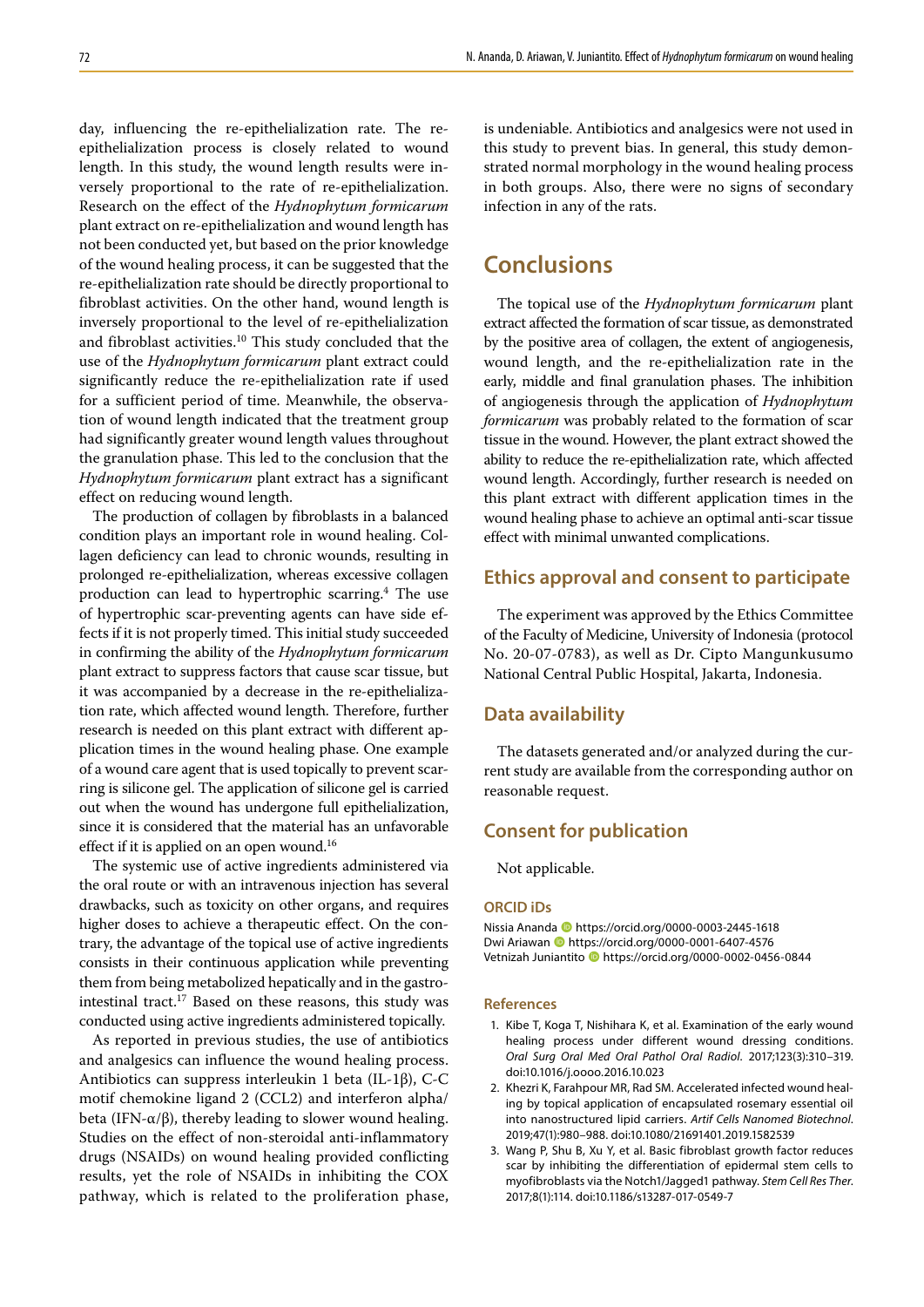day, influencing the re-epithelialization rate. The re-epithelialization process is closely related to wound length. In this study, the wound length results were inversely proportional to the rate of re-epithelialization. Research on the effect of the *Hydnophytum formicarum* plant extract on re-epithelialization and wound length has not been conducted yet, but based on the prior knowledge of the wound healing process, it can be suggested that the re-epithelialization rate should be directly proportional to fibroblast activities. On the other hand, wound length is inversely proportional to the level of re-epithelialization and fibroblast activities.[10] This study concluded that the use of the *Hydnophytum formicarum* plant extract could significantly reduce the re-epithelialization rate if used for a sufficient period of time. Meanwhile, the observation of wound length indicated that the treatment group had significantly greater wound length values throughout the granulation phase. This led to the conclusion that the *Hydnophytum formicarum* plant extract has a significant effect on reducing wound length.

The production of collagen by fibroblasts in a balanced condition plays an important role in wound healing. Collagen deficiency can lead to chronic wounds, resulting in prolonged re-epithelialization, whereas excessive collagen production can lead to hypertrophic scarring.[4] The use of hypertrophic scar-preventing agents can have side effects if it is not properly timed. This initial study succeeded in confirming the ability of the *Hydnophytum formicarum* plant extract to suppress factors that cause scar tissue, but it was accompanied by a decrease in the re-epithelialization rate, which affected wound length. Therefore, further research is needed on this plant extract with different application times in the wound healing phase. One example of a wound care agent that is used topically to prevent scarring is silicone gel. The application of silicone gel is carried out when the wound has undergone full epithelialization, since it is considered that the material has an unfavorable effect if it is applied on an open wound.[16]

The systemic use of active ingredients administered via the oral route or with an intravenous injection has several drawbacks, such as toxicity on other organs, and requires higher doses to achieve a therapeutic effect. On the contrary, the advantage of the topical use of active ingredients consists in their continuous application while preventing them from being metabolized hepatically and in the gastrointestinal tract.[17] Based on these reasons, this study was conducted using active ingredients administered topically.

As reported in previous studies, the use of antibiotics and analgesics can influence the wound healing process. Antibiotics can suppress interleukin 1 beta (IL-1β), C-C motif chemokine ligand 2 (CCL2) and interferon alpha/beta (IFN-α/β), thereby leading to slower wound healing. Studies on the effect of non-steroidal anti-inflammatory drugs (NSAIDs) on wound healing provided conflicting results, yet the role of NSAIDs in inhibiting the COX pathway, which is related to the proliferation phase, is undeniable. Antibiotics and analgesics were not used in this study to prevent bias. In general, this study demonstrated normal morphology in the wound healing process in both groups. Also, there were no signs of secondary infection in any of the rats.

# Conclusions

The topical use of the *Hydnophytum formicarum* plant extract affected the formation of scar tissue, as demonstrated by the positive area of collagen, the extent of angiogenesis, wound length, and the re-epithelialization rate in the early, middle and final granulation phases. The inhibition of angiogenesis through the application of *Hydnophytum formicarum* was probably related to the formation of scar tissue in the wound. However, the plant extract showed the ability to reduce the re-epithelialization rate, which affected wound length. Accordingly, further research is needed on this plant extract with different application times in the wound healing phase to achieve an optimal anti-scar tissue effect with minimal unwanted complications.

## Ethics approval and consent to participate

The experiment was approved by the Ethics Committee of the Faculty of Medicine, University of Indonesia (protocol No. 20-07-0783), as well as Dr. Cipto Mangunkusumo National Central Public Hospital, Jakarta, Indonesia.

## Data availability

The datasets generated and/or analyzed during the current study are available from the corresponding author on reasonable request.

## Consent for publication

Not applicable.

### ORCID iDs

Nissia Ananda https://orcid.org/0000-0003-2445-1618
Dwi Ariawan https://orcid.org/0000-0001-6407-4576
Vetnizah Juniantito https://orcid.org/0000-0002-0456-0844

### References

1. Kibe T, Koga T, Nishihara K, et al. Examination of the early wound healing process under different wound dressing conditions. *Oral Surg Oral Med Oral Pathol Oral Radiol*. 2017;123(3):310–319. doi:10.1016/j.oooo.2016.10.023
2. Khezri K, Farahpour MR, Rad SM. Accelerated infected wound healing by topical application of encapsulated rosemary essential oil into nanostructured lipid carriers. *Artif Cells Nanomed Biotechnol*. 2019;47(1):980–988. doi:10.1080/21691401.2019.1582539
3. Wang P, Shu B, Xu Y, et al. Basic fibroblast growth factor reduces scar by inhibiting the differentiation of epidermal stem cells to myofibroblasts via the Notch1/Jagged1 pathway. *Stem Cell Res Ther*. 2017;8(1):114. doi:10.1186/s13287-017-0549-7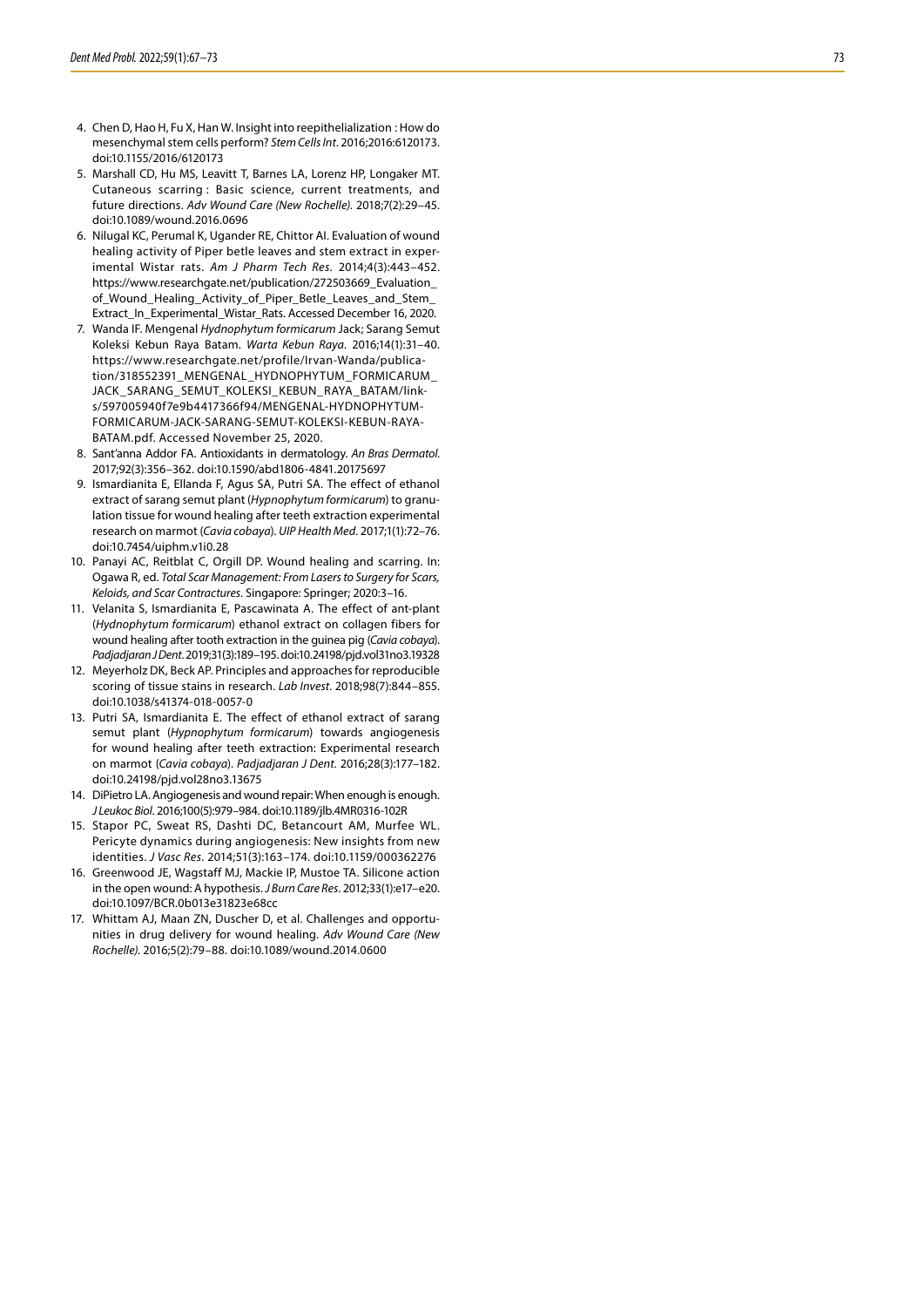4. Chen D, Hao H, Fu X, Han W. Insight into reepithelialization : How do mesenchymal stem cells perform? *Stem Cells Int*. 2016;2016:6120173. doi:10.1155/2016/6120173
5. Marshall CD, Hu MS, Leavitt T, Barnes LA, Lorenz HP, Longaker MT. Cutaneous scarring : Basic science, current treatments, and future directions. *Adv Wound Care (New Rochelle)*. 2018;7(2):29–45. doi:10.1089/wound.2016.0696
6. Nilugal KC, Perumal K, Ugander RE, Chittor AI. Evaluation of wound healing activity of Piper betle leaves and stem extract in experimental Wistar rats. *Am J Pharm Tech Res*. 2014;4(3):443–452. https://www.researchgate.net/publication/272503669_Evaluation_of_Wound_Healing_Activity_of_Piper_Betle_Leaves_and_Stem_Extract_In_Experimental_Wistar_Rats. Accessed December 16, 2020.
7. Wanda IF. Mengenal *Hydnophytum formicarum* Jack; Sarang Semut Koleksi Kebun Raya Batam. *Warta Kebun Raya*. 2016;14(1):31–40. https://www.researchgate.net/profile/Irvan-Wanda/publication/318552391_MENGENAL_HYDNOPHYTUM_FORMICARUM_JACK_SARANG_SEMUT_KOLEKSI_KEBUN_RAYA_BATAM/links/597005940f7e9b4417366f94/MENGENAL-HYDNOPHYTUM-FORMICARUM-JACK-SARANG-SEMUT-KOLEKSI-KEBUN-RAYA-BATAM.pdf. Accessed November 25, 2020.
8. Sant'anna Addor FA. Antioxidants in dermatology. *An Bras Dermatol*. 2017;92(3):356–362. doi:10.1590/abd1806-4841.20175697
9. Ismardianita E, Ellanda F, Agus SA, Putri SA. The effect of ethanol extract of sarang semut plant (*Hypnophytum formicarum*) to granulation tissue for wound healing after teeth extraction experimental research on marmot (*Cavia cobaya*). *UIP Health Med*. 2017;1(1):72–76. doi:10.7454/uiphm.v1i0.28
10. Panayi AC, Reitblat C, Orgill DP. Wound healing and scarring. In: Ogawa R, ed. *Total Scar Management: From Lasers to Surgery for Scars, Keloids, and Scar Contractures*. Singapore: Springer; 2020:3–16.
11. Velanita S, Ismardianita E, Pascawinata A. The effect of ant-plant (*Hydnophytum formicarum*) ethanol extract on collagen fibers for wound healing after tooth extraction in the guinea pig (*Cavia cobaya*). *Padjadjaran J Dent*. 2019;31(3):189–195. doi:10.24198/pjd.vol31no3.19328
12. Meyerholz DK, Beck AP. Principles and approaches for reproducible scoring of tissue stains in research. *Lab Invest*. 2018;98(7):844–855. doi:10.1038/s41374-018-0057-0
13. Putri SA, Ismardianita E. The effect of ethanol extract of sarang semut plant (*Hypnophytum formicarum*) towards angiogenesis for wound healing after teeth extraction: Experimental research on marmot (*Cavia cobaya*). *Padjadjaran J Dent*. 2016;28(3):177–182. doi:10.24198/pjd.vol28no3.13675
14. DiPietro LA. Angiogenesis and wound repair: When enough is enough. *J Leukoc Biol*. 2016;100(5):979–984. doi:10.1189/jlb.4MR0316-102R
15. Stapor PC, Sweat RS, Dashti DC, Betancourt AM, Murfee WL. Pericyte dynamics during angiogenesis: New insights from new identities. *J Vasc Res*. 2014;51(3):163–174. doi:10.1159/000362276
16. Greenwood JE, Wagstaff MJ, Mackie IP, Mustoe TA. Silicone action in the open wound: A hypothesis. *J Burn Care Res*. 2012;33(1):e17–e20. doi:10.1097/BCR.0b013e31823e68cc
17. Whittam AJ, Maan ZN, Duscher D, et al. Challenges and opportunities in drug delivery for wound healing. *Adv Wound Care (New Rochelle)*. 2016;5(2):79–88. doi:10.1089/wound.2014.0600